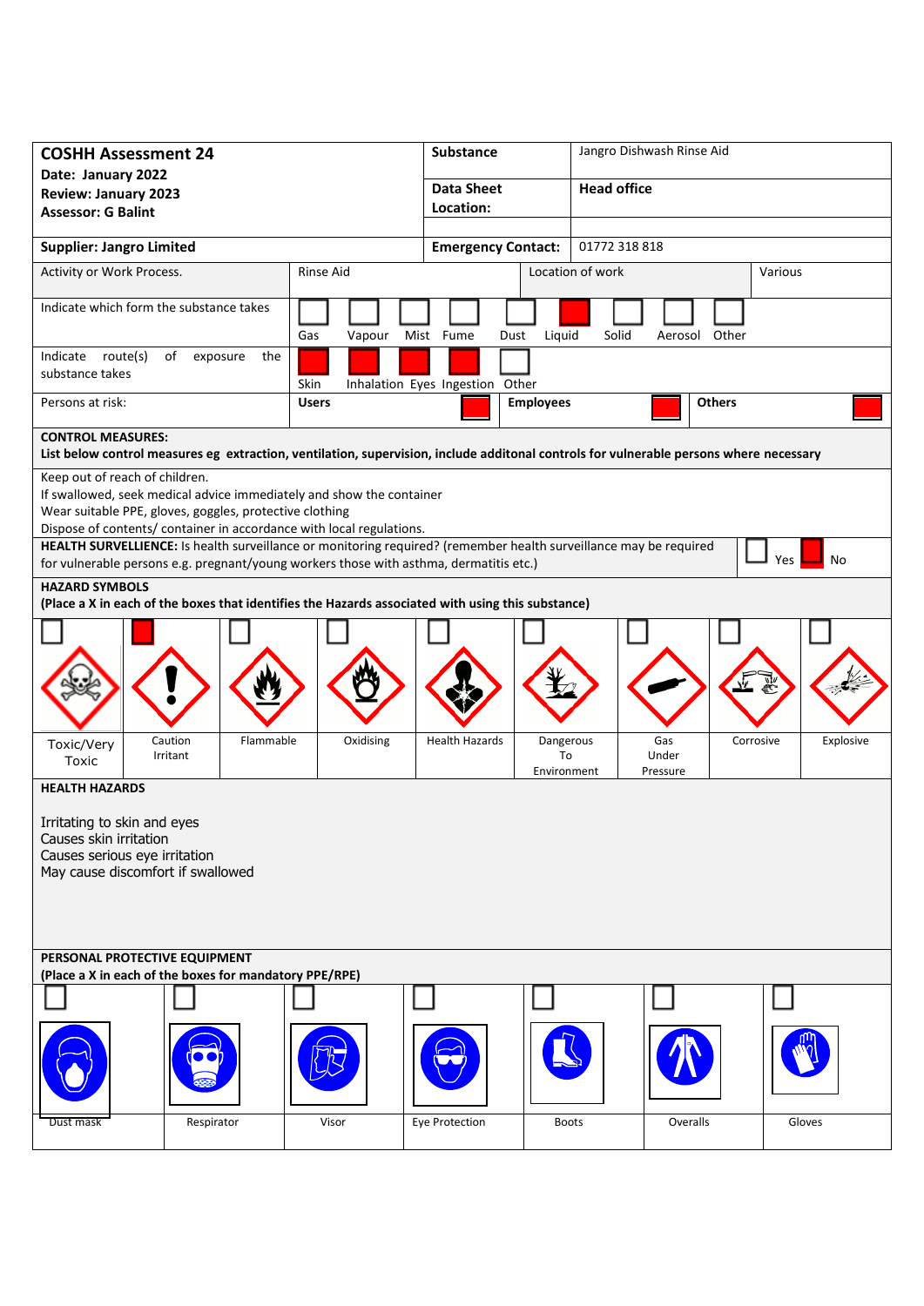| **COSHH Assessment 24** <br> **Date: January 2022** <br> **Review: January 2023** <br> **Assessor: G Balint** | **Substance** | Jangro Dishwash Rinse Aid |
|---|---|---|
| | **Data Sheet Location:** | **Head office** |
| **Supplier: Jangro Limited** | **Emergency Contact:** | 01772 318 818 |

| Activity or Work Process. | Rinse Aid | Location of work | Various |
|---|---|---|---|

**Indicate which form the substance takes**

| Gas | Vapour | Mist | Fume | Dust | Liquid | Solid | Aerosol | Other |
|---|---|---|---|---|---|---|---|---|
| | | | | | X | | | |

**Indicate route(s) of exposure the substance takes**

| Skin | Inhalation | Eyes | Ingestion | Other |
|---|---|---|---|---|
| X | X | X | X | |

**Persons at risk:**

| Users | Employees | Others |
|---|---|---|
| X | X | X |

**CONTROL MEASURES:**
**List below control measures eg extraction, ventilation, supervision, include additonal controls for vulnerable persons where necessary**

Keep out of reach of children.
If swallowed, seek medical advice immediately and show the container
Wear suitable PPE, gloves, goggles, protective clothing
Dispose of contents/ container in accordance with local regulations.

**HEALTH SURVELLIENCE:** Is health surveillance or monitoring required? (remember health surveillance may be required for vulnerable persons e.g. pregnant/young workers those with asthma, dermatitis etc.)

| Yes | No |
|---|---|
| | X |

**HAZARD SYMBOLS**
**(Place a X in each of the boxes that identifies the Hazards associated with using this substance)**

| Toxic/Very Toxic | Caution Irritant | Flammable | Oxidising | Health Hazards | Dangerous To Environment | Gas Under Pressure | Corrosive | Explosive |
|---|---|---|---|---|---|---|---|---|
| | X | | | | | | | |

**HEALTH HAZARDS**

Irritating to skin and eyes
Causes skin irritation
Causes serious eye irritation
May cause discomfort if swallowed

**PERSONAL PROTECTIVE EQUIPMENT**
**(Place a X in each of the boxes for mandatory PPE/RPE)**

| Dust mask | Respirator | Visor | Eye Protection | Boots | Overalls | Gloves |
|---|---|---|---|---|---|---|
| | | | | | | |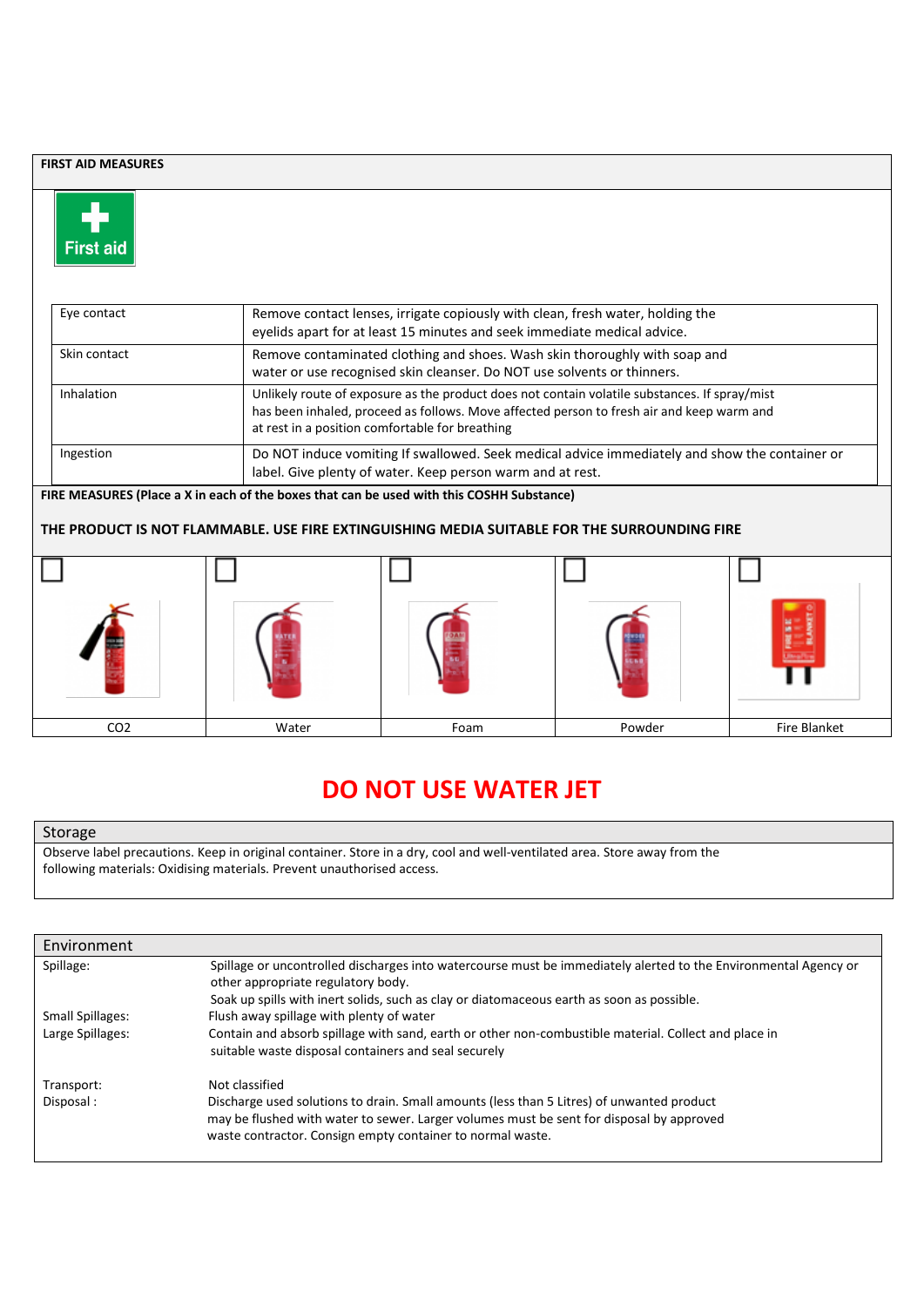## FIRST AID MEASURES

First aid

| | |
|---|---|
| Eye contact | Remove contact lenses, irrigate copiously with clean, fresh water, holding the eyelids apart for at least 15 minutes and seek immediate medical advice. |
| Skin contact | Remove contaminated clothing and shoes. Wash skin thoroughly with soap and water or use recognised skin cleanser. Do NOT use solvents or thinners. |
| Inhalation | Unlikely route of exposure as the product does not contain volatile substances. If spray/mist has been inhaled, proceed as follows. Move affected person to fresh air and keep warm and at rest in a position comfortable for breathing |
| Ingestion | Do NOT induce vomiting If swallowed. Seek medical advice immediately and show the container or label. Give plenty of water. Keep person warm and at rest. |

**FIRE MEASURES (Place a X in each of the boxes that can be used with this COSHH Substance)**

**THE PRODUCT IS NOT FLAMMABLE. USE FIRE EXTINGUISHING MEDIA SUITABLE FOR THE SURROUNDING FIRE**

| ☐ | ☐ | ☐ | ☐ | ☐ |
|---|---|---|---|---|
| $CO_2$ | Water | Foam | Powder | Fire Blanket |

# DO NOT USE WATER JET

## Storage

Observe label precautions. Keep in original container. Store in a dry, cool and well-ventilated area. Store away from the following materials: Oxidising materials. Prevent unauthorised access.

## Environment

| | |
|---|---|
| Spillage: | Spillage or uncontrolled discharges into watercourse must be immediately alerted to the Environmental Agency or other appropriate regulatory body. Soak up spills with inert solids, such as clay or diatomaceous earth as soon as possible. |
| Small Spillages: | Flush away spillage with plenty of water |
| Large Spillages: | Contain and absorb spillage with sand, earth or other non-combustible material. Collect and place in suitable waste disposal containers and seal securely |
| Transport: | Not classified |
| Disposal : | Discharge used solutions to drain. Small amounts (less than 5 Litres) of unwanted product may be flushed with water to sewer. Larger volumes must be sent for disposal by approved waste contractor. Consign empty container to normal waste. |